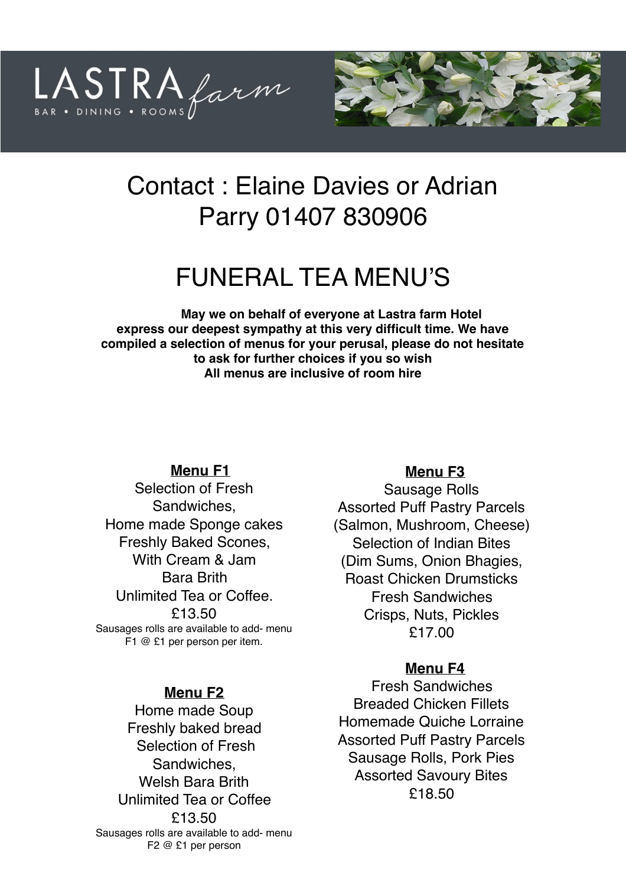LASTRA farm

BAR • DINING • ROOMS

# Contact : Elaine Davies or Adrian Parry 01407 830906

# FUNERAL TEA MENU'S

**May we on behalf of everyone at Lastra farm Hotel express our deepest sympathy at this very difficult time. We have compiled a selection of menus for your perusal, please do not hesitate to ask for further choices if you so wish**
**All menus are inclusive of room hire**

**<u>Menu F1</u>**

Selection of Fresh Sandwiches,
Home made Sponge cakes
Freshly Baked Scones,
With Cream & Jam
Bara Brith
Unlimited Tea or Coffee.
£13.50

Sausages rolls are available to add- menu F1 @ £1 per person per item.

**<u>Menu F2</u>**

Home made Soup
Freshly baked bread
Selection of Fresh Sandwiches,
Welsh Bara Brith
Unlimited Tea or Coffee
£13.50

Sausages rolls are available to add- menu F2 @ £1 per person

**<u>Menu F3</u>**

Sausage Rolls
Assorted Puff Pastry Parcels
(Salmon, Mushroom, Cheese)
Selection of Indian Bites
(Dim Sums, Onion Bhagies,
Roast Chicken Drumsticks
Fresh Sandwiches
Crisps, Nuts, Pickles
£17.00

**<u>Menu F4</u>**

Fresh Sandwiches
Breaded Chicken Fillets
Homemade Quiche Lorraine
Assorted Puff Pastry Parcels
Sausage Rolls, Pork Pies
Assorted Savoury Bites
£18.50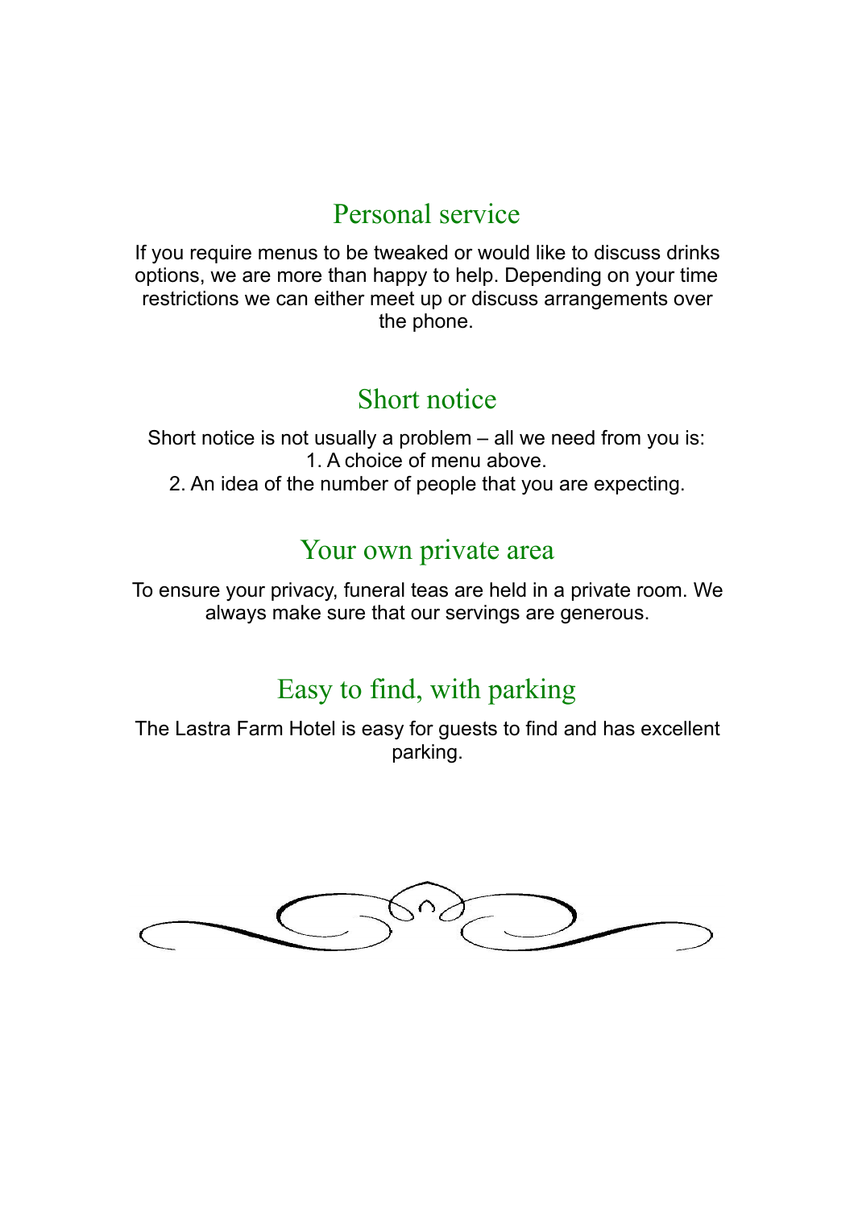## Personal service

If you require menus to be tweaked or would like to discuss drinks options, we are more than happy to help. Depending on your time restrictions we can either meet up or discuss arrangements over the phone.

## Short notice

Short notice is not usually a problem – all we need from you is:

1. A choice of menu above.
2. An idea of the number of people that you are expecting.

## Your own private area

To ensure your privacy, funeral teas are held in a private room. We always make sure that our servings are generous.

## Easy to find, with parking

The Lastra Farm Hotel is easy for guests to find and has excellent parking.